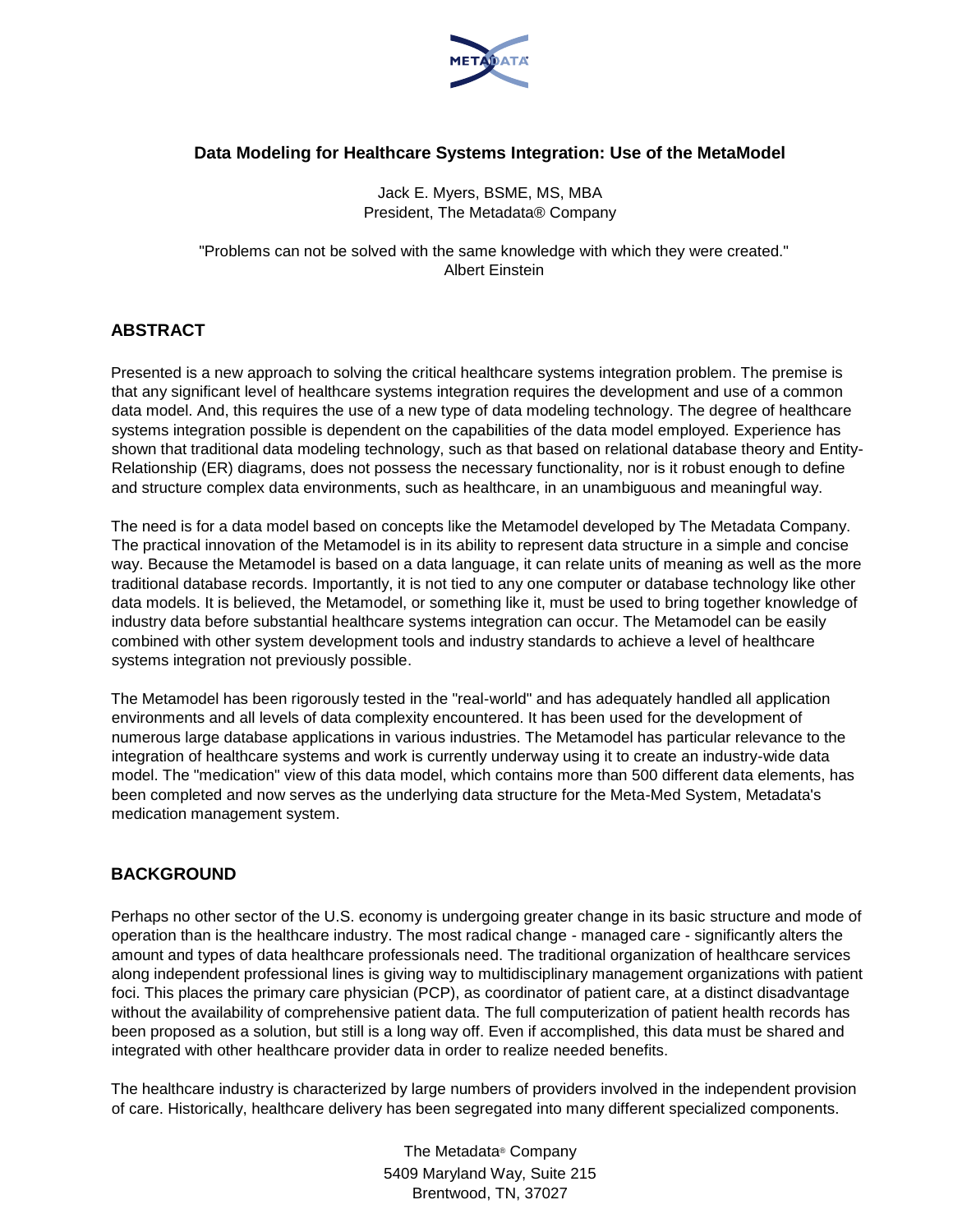# Data Modeling for Healthcare Systems Integration: Use of the MetaModel

Jack E. Myers, BSME, MS, MBA
President, The Metadata® Company

"Problems can not be solved with the same knowledge with which they were created."
Albert Einstein

## ABSTRACT

Presented is a new approach to solving the critical healthcare systems integration problem. The premise is that any significant level of healthcare systems integration requires the development and use of a common data model. And, this requires the use of a new type of data modeling technology. The degree of healthcare systems integration possible is dependent on the capabilities of the data model employed. Experience has shown that traditional data modeling technology, such as that based on relational database theory and Entity-Relationship (ER) diagrams, does not possess the necessary functionality, nor is it robust enough to define and structure complex data environments, such as healthcare, in an unambiguous and meaningful way.

The need is for a data model based on concepts like the Metamodel developed by The Metadata Company. The practical innovation of the Metamodel is in its ability to represent data structure in a simple and concise way. Because the Metamodel is based on a data language, it can relate units of meaning as well as the more traditional database records. Importantly, it is not tied to any one computer or database technology like other data models. It is believed, the Metamodel, or something like it, must be used to bring together knowledge of industry data before substantial healthcare systems integration can occur. The Metamodel can be easily combined with other system development tools and industry standards to achieve a level of healthcare systems integration not previously possible.

The Metamodel has been rigorously tested in the "real-world" and has adequately handled all application environments and all levels of data complexity encountered. It has been used for the development of numerous large database applications in various industries. The Metamodel has particular relevance to the integration of healthcare systems and work is currently underway using it to create an industry-wide data model. The "medication" view of this data model, which contains more than 500 different data elements, has been completed and now serves as the underlying data structure for the Meta-Med System, Metadata's medication management system.

## BACKGROUND

Perhaps no other sector of the U.S. economy is undergoing greater change in its basic structure and mode of operation than is the healthcare industry. The most radical change - managed care - significantly alters the amount and types of data healthcare professionals need. The traditional organization of healthcare services along independent professional lines is giving way to multidisciplinary management organizations with patient foci. This places the primary care physician (PCP), as coordinator of patient care, at a distinct disadvantage without the availability of comprehensive patient data. The full computerization of patient health records has been proposed as a solution, but still is a long way off. Even if accomplished, this data must be shared and integrated with other healthcare provider data in order to realize needed benefits.

The healthcare industry is characterized by large numbers of providers involved in the independent provision of care. Historically, healthcare delivery has been segregated into many different specialized components.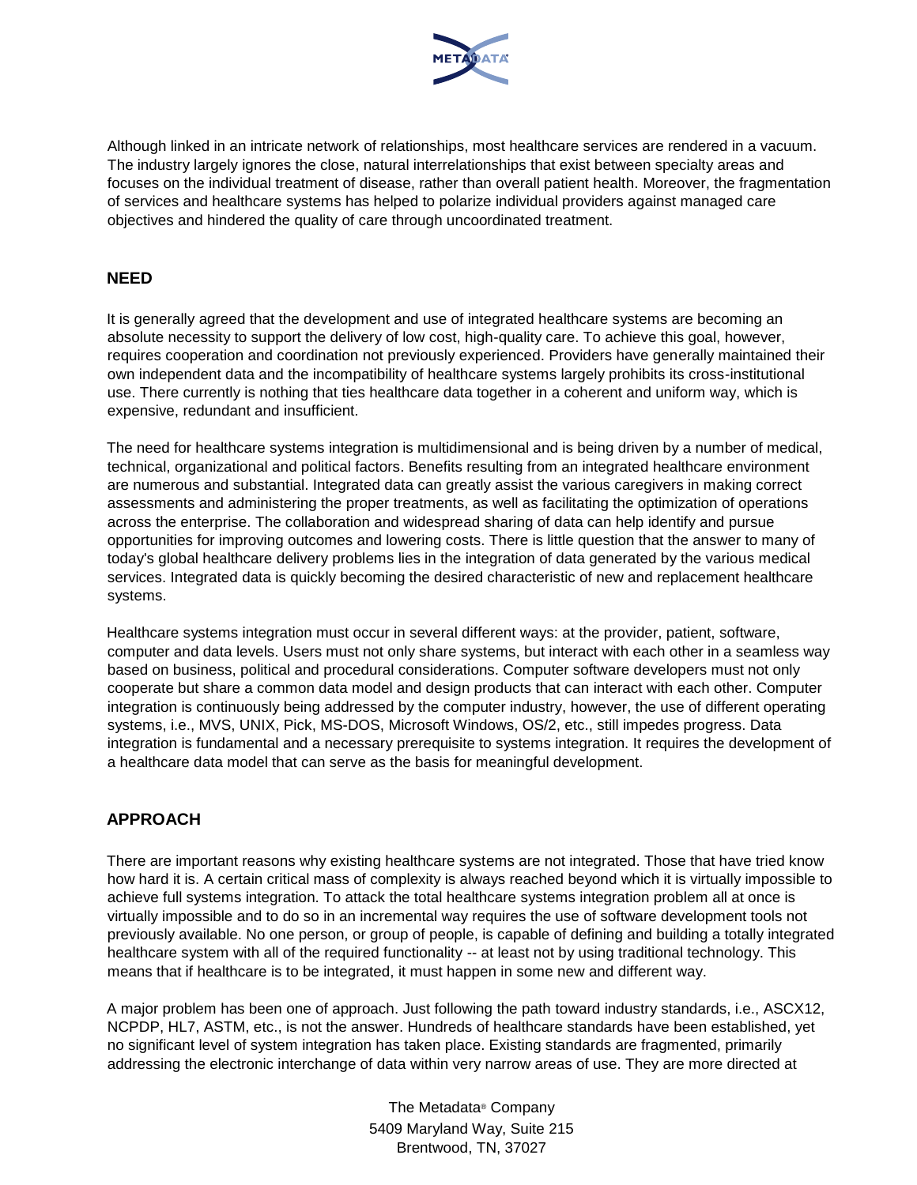Although linked in an intricate network of relationships, most healthcare services are rendered in a vacuum. The industry largely ignores the close, natural interrelationships that exist between specialty areas and focuses on the individual treatment of disease, rather than overall patient health. Moreover, the fragmentation of services and healthcare systems has helped to polarize individual providers against managed care objectives and hindered the quality of care through uncoordinated treatment.

## NEED

It is generally agreed that the development and use of integrated healthcare systems are becoming an absolute necessity to support the delivery of low cost, high-quality care. To achieve this goal, however, requires cooperation and coordination not previously experienced. Providers have generally maintained their own independent data and the incompatibility of healthcare systems largely prohibits its cross-institutional use. There currently is nothing that ties healthcare data together in a coherent and uniform way, which is expensive, redundant and insufficient.

The need for healthcare systems integration is multidimensional and is being driven by a number of medical, technical, organizational and political factors. Benefits resulting from an integrated healthcare environment are numerous and substantial. Integrated data can greatly assist the various caregivers in making correct assessments and administering the proper treatments, as well as facilitating the optimization of operations across the enterprise. The collaboration and widespread sharing of data can help identify and pursue opportunities for improving outcomes and lowering costs. There is little question that the answer to many of today's global healthcare delivery problems lies in the integration of data generated by the various medical services. Integrated data is quickly becoming the desired characteristic of new and replacement healthcare systems.

Healthcare systems integration must occur in several different ways: at the provider, patient, software, computer and data levels. Users must not only share systems, but interact with each other in a seamless way based on business, political and procedural considerations. Computer software developers must not only cooperate but share a common data model and design products that can interact with each other. Computer integration is continuously being addressed by the computer industry, however, the use of different operating systems, i.e., MVS, UNIX, Pick, MS-DOS, Microsoft Windows, OS/2, etc., still impedes progress. Data integration is fundamental and a necessary prerequisite to systems integration. It requires the development of a healthcare data model that can serve as the basis for meaningful development.

## APPROACH

There are important reasons why existing healthcare systems are not integrated. Those that have tried know how hard it is. A certain critical mass of complexity is always reached beyond which it is virtually impossible to achieve full systems integration. To attack the total healthcare systems integration problem all at once is virtually impossible and to do so in an incremental way requires the use of software development tools not previously available. No one person, or group of people, is capable of defining and building a totally integrated healthcare system with all of the required functionality -- at least not by using traditional technology. This means that if healthcare is to be integrated, it must happen in some new and different way.

A major problem has been one of approach. Just following the path toward industry standards, i.e., ASCX12, NCPDP, HL7, ASTM, etc., is not the answer. Hundreds of healthcare standards have been established, yet no significant level of system integration has taken place. Existing standards are fragmented, primarily addressing the electronic interchange of data within very narrow areas of use. They are more directed at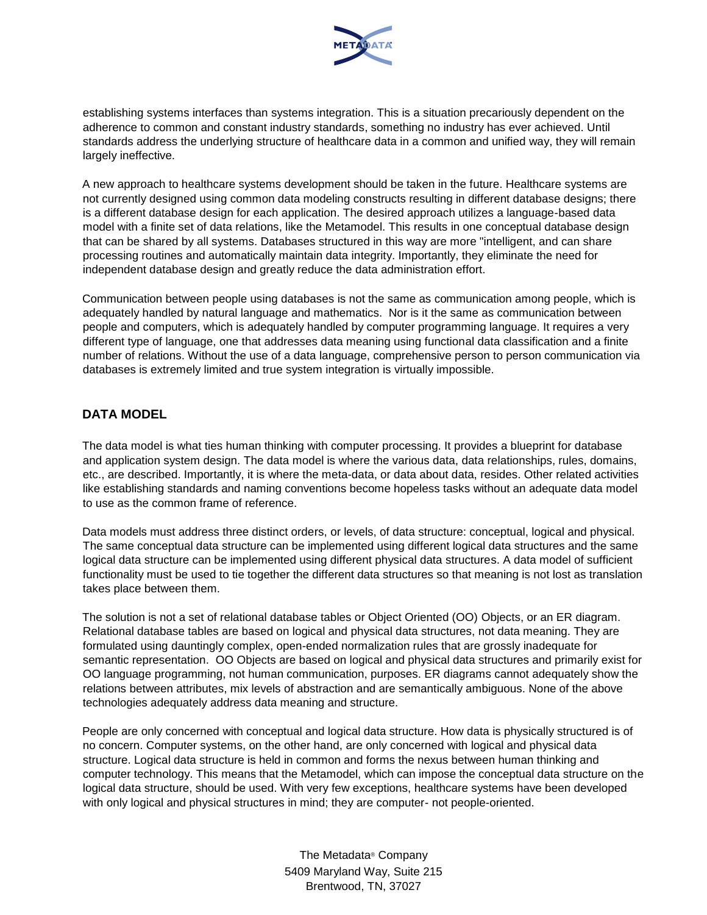establishing systems interfaces than systems integration. This is a situation precariously dependent on the adherence to common and constant industry standards, something no industry has ever achieved. Until standards address the underlying structure of healthcare data in a common and unified way, they will remain largely ineffective.

A new approach to healthcare systems development should be taken in the future. Healthcare systems are not currently designed using common data modeling constructs resulting in different database designs; there is a different database design for each application. The desired approach utilizes a language-based data model with a finite set of data relations, like the Metamodel. This results in one conceptual database design that can be shared by all systems. Databases structured in this way are more "intelligent, and can share processing routines and automatically maintain data integrity. Importantly, they eliminate the need for independent database design and greatly reduce the data administration effort.

Communication between people using databases is not the same as communication among people, which is adequately handled by natural language and mathematics. Nor is it the same as communication between people and computers, which is adequately handled by computer programming language. It requires a very different type of language, one that addresses data meaning using functional data classification and a finite number of relations. Without the use of a data language, comprehensive person to person communication via databases is extremely limited and true system integration is virtually impossible.

## DATA MODEL

The data model is what ties human thinking with computer processing. It provides a blueprint for database and application system design. The data model is where the various data, data relationships, rules, domains, etc., are described. Importantly, it is where the meta-data, or data about data, resides. Other related activities like establishing standards and naming conventions become hopeless tasks without an adequate data model to use as the common frame of reference.

Data models must address three distinct orders, or levels, of data structure: conceptual, logical and physical. The same conceptual data structure can be implemented using different logical data structures and the same logical data structure can be implemented using different physical data structures. A data model of sufficient functionality must be used to tie together the different data structures so that meaning is not lost as translation takes place between them.

The solution is not a set of relational database tables or Object Oriented (OO) Objects, or an ER diagram. Relational database tables are based on logical and physical data structures, not data meaning. They are formulated using dauntingly complex, open-ended normalization rules that are grossly inadequate for semantic representation. OO Objects are based on logical and physical data structures and primarily exist for OO language programming, not human communication, purposes. ER diagrams cannot adequately show the relations between attributes, mix levels of abstraction and are semantically ambiguous. None of the above technologies adequately address data meaning and structure.

People are only concerned with conceptual and logical data structure. How data is physically structured is of no concern. Computer systems, on the other hand, are only concerned with logical and physical data structure. Logical data structure is held in common and forms the nexus between human thinking and computer technology. This means that the Metamodel, which can impose the conceptual data structure on the logical data structure, should be used. With very few exceptions, healthcare systems have been developed with only logical and physical structures in mind; they are computer- not people-oriented.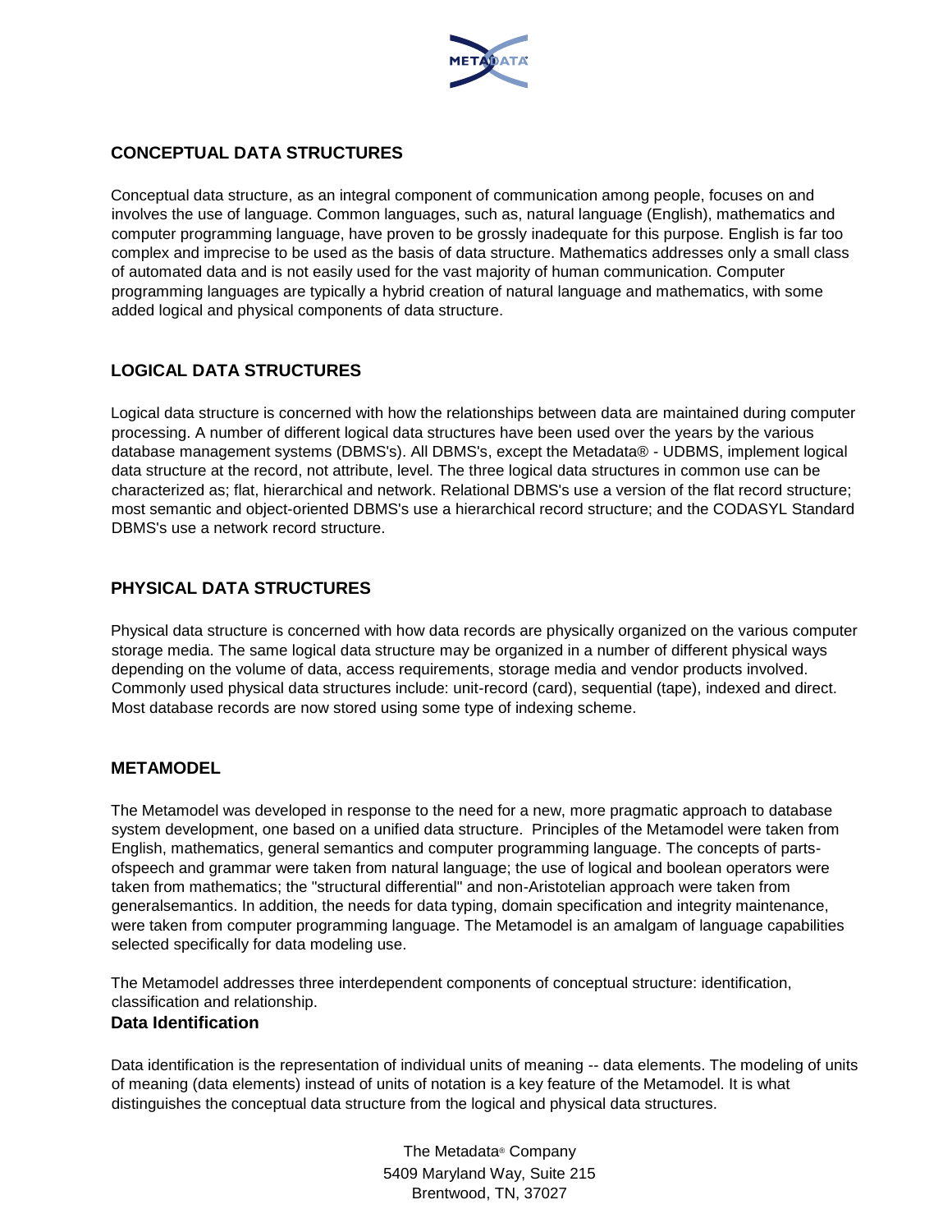## CONCEPTUAL DATA STRUCTURES

Conceptual data structure, as an integral component of communication among people, focuses on and involves the use of language. Common languages, such as, natural language (English), mathematics and computer programming language, have proven to be grossly inadequate for this purpose. English is far too complex and imprecise to be used as the basis of data structure. Mathematics addresses only a small class of automated data and is not easily used for the vast majority of human communication. Computer programming languages are typically a hybrid creation of natural language and mathematics, with some added logical and physical components of data structure.

## LOGICAL DATA STRUCTURES

Logical data structure is concerned with how the relationships between data are maintained during computer processing. A number of different logical data structures have been used over the years by the various database management systems (DBMS's). All DBMS's, except the Metadata® - UDBMS, implement logical data structure at the record, not attribute, level. The three logical data structures in common use can be characterized as; flat, hierarchical and network. Relational DBMS's use a version of the flat record structure; most semantic and object-oriented DBMS's use a hierarchical record structure; and the CODASYL Standard DBMS's use a network record structure.

## PHYSICAL DATA STRUCTURES

Physical data structure is concerned with how data records are physically organized on the various computer storage media. The same logical data structure may be organized in a number of different physical ways depending on the volume of data, access requirements, storage media and vendor products involved. Commonly used physical data structures include: unit-record (card), sequential (tape), indexed and direct. Most database records are now stored using some type of indexing scheme.

## METAMODEL

The Metamodel was developed in response to the need for a new, more pragmatic approach to database system development, one based on a unified data structure. Principles of the Metamodel were taken from English, mathematics, general semantics and computer programming language. The concepts of parts-ofspeech and grammar were taken from natural language; the use of logical and boolean operators were taken from mathematics; the "structural differential" and non-Aristotelian approach were taken from generalsemantics. In addition, the needs for data typing, domain specification and integrity maintenance, were taken from computer programming language. The Metamodel is an amalgam of language capabilities selected specifically for data modeling use.

The Metamodel addresses three interdependent components of conceptual structure: identification, classification and relationship.

### Data Identification

Data identification is the representation of individual units of meaning -- data elements. The modeling of units of meaning (data elements) instead of units of notation is a key feature of the Metamodel. It is what distinguishes the conceptual data structure from the logical and physical data structures.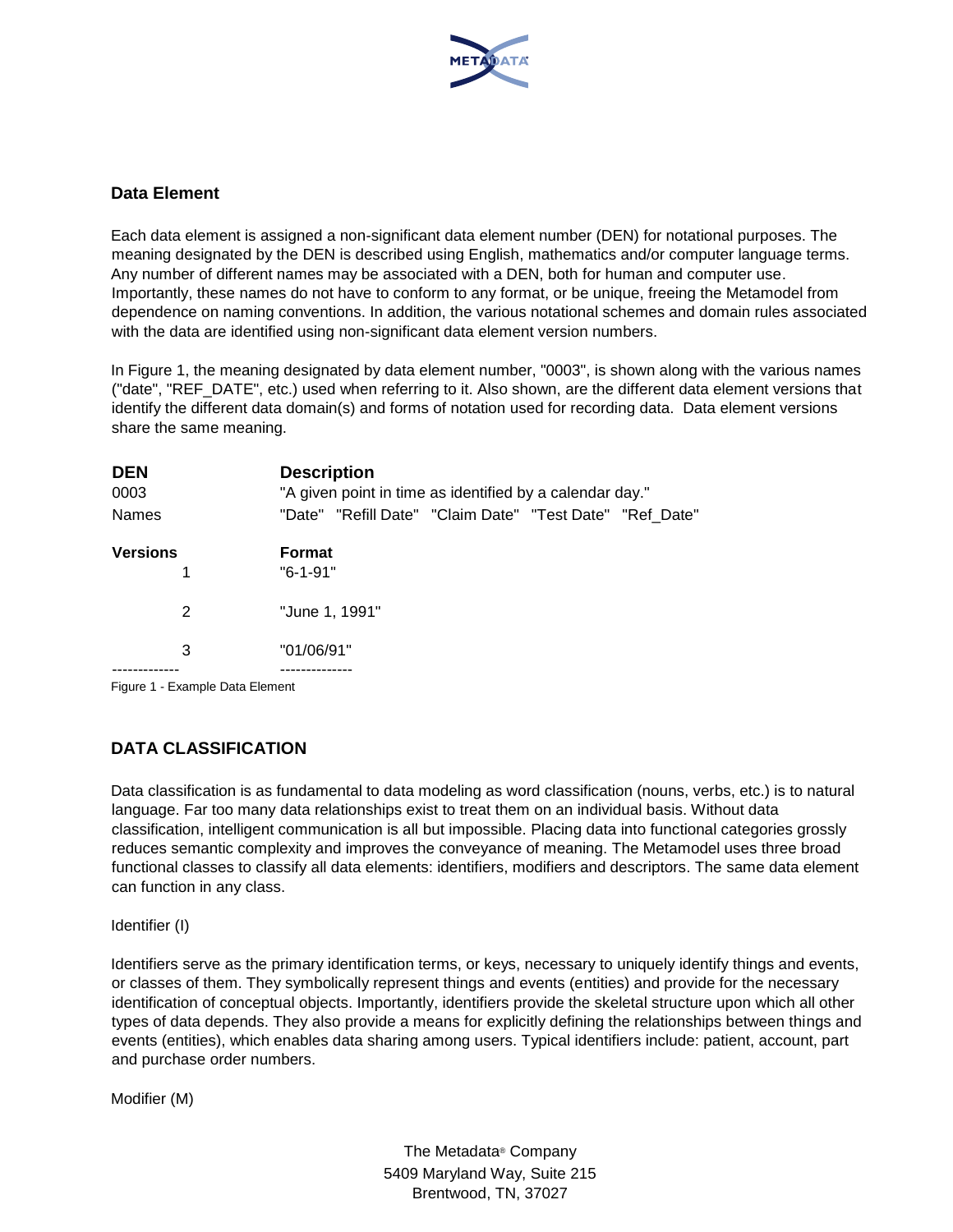### Data Element

Each data element is assigned a non-significant data element number (DEN) for notational purposes. The meaning designated by the DEN is described using English, mathematics and/or computer language terms. Any number of different names may be associated with a DEN, both for human and computer use. Importantly, these names do not have to conform to any format, or be unique, freeing the Metamodel from dependence on naming conventions. In addition, the various notational schemes and domain rules associated with the data are identified using non-significant data element version numbers.

In Figure 1, the meaning designated by data element number, "0003", is shown along with the various names ("date", "REF_DATE", etc.) used when referring to it. Also shown, are the different data element versions that identify the different data domain(s) and forms of notation used for recording data. Data element versions share the same meaning.

| **DEN** | **Description** |
|---|---|
| 0003 | "A given point in time as identified by a calendar day." |
| Names | "Date" "Refill Date" "Claim Date" "Test Date" "Ref_Date" |

| **Versions** | **Format** |
|---|---|
| 1 | "6-1-91" |
| 2 | "June 1, 1991" |
| 3 | "01/06/91" |

Figure 1 - Example Data Element

## DATA CLASSIFICATION

Data classification is as fundamental to data modeling as word classification (nouns, verbs, etc.) is to natural language. Far too many data relationships exist to treat them on an individual basis. Without data classification, intelligent communication is all but impossible. Placing data into functional categories grossly reduces semantic complexity and improves the conveyance of meaning. The Metamodel uses three broad functional classes to classify all data elements: identifiers, modifiers and descriptors. The same data element can function in any class.

Identifier (I)

Identifiers serve as the primary identification terms, or keys, necessary to uniquely identify things and events, or classes of them. They symbolically represent things and events (entities) and provide for the necessary identification of conceptual objects. Importantly, identifiers provide the skeletal structure upon which all other types of data depends. They also provide a means for explicitly defining the relationships between things and events (entities), which enables data sharing among users. Typical identifiers include: patient, account, part and purchase order numbers.

Modifier (M)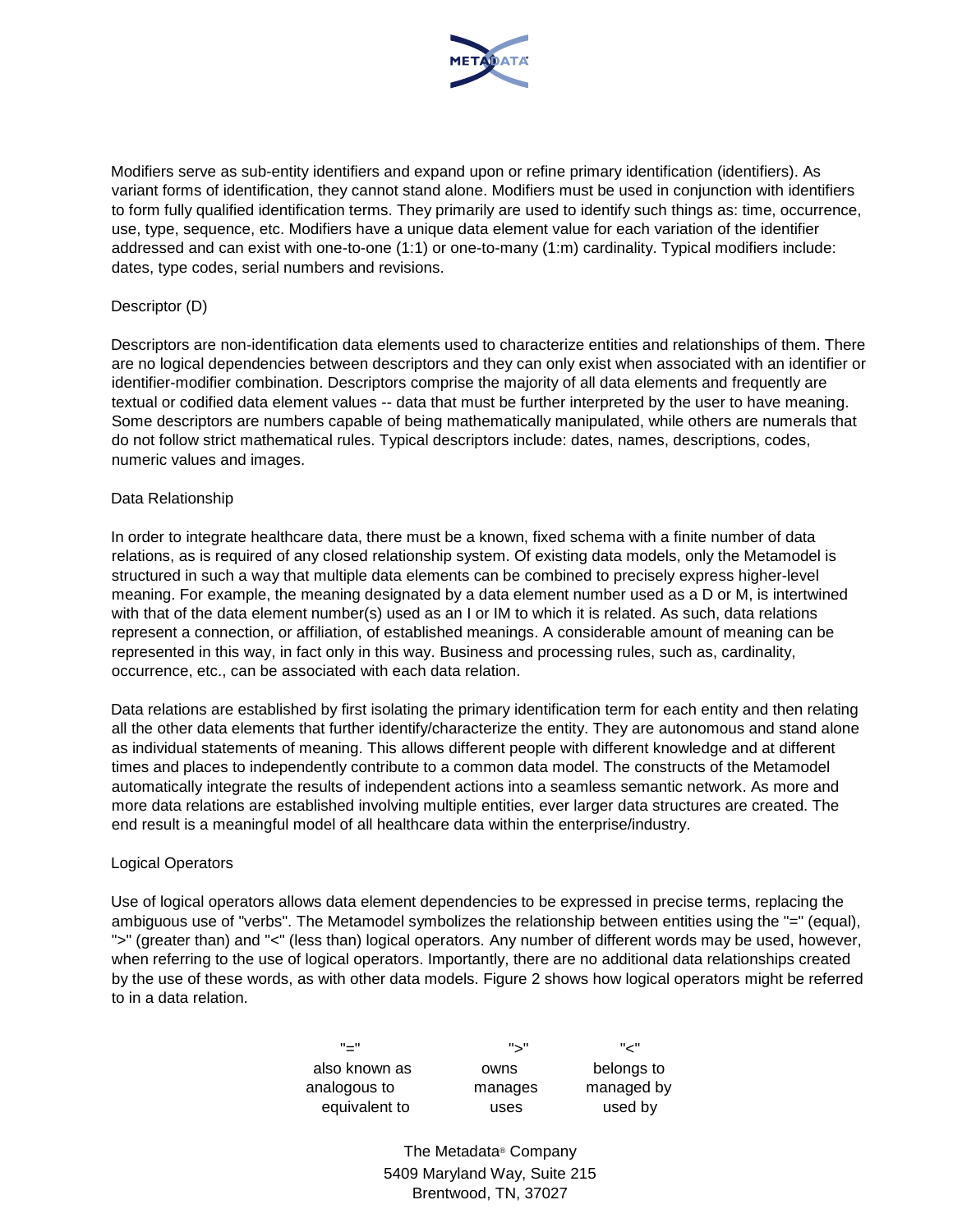Modifiers serve as sub-entity identifiers and expand upon or refine primary identification (identifiers). As variant forms of identification, they cannot stand alone. Modifiers must be used in conjunction with identifiers to form fully qualified identification terms. They primarily are used to identify such things as: time, occurrence, use, type, sequence, etc. Modifiers have a unique data element value for each variation of the identifier addressed and can exist with one-to-one (1:1) or one-to-many (1:m) cardinality. Typical modifiers include: dates, type codes, serial numbers and revisions.

### Descriptor (D)

Descriptors are non-identification data elements used to characterize entities and relationships of them. There are no logical dependencies between descriptors and they can only exist when associated with an identifier or identifier-modifier combination. Descriptors comprise the majority of all data elements and frequently are textual or codified data element values -- data that must be further interpreted by the user to have meaning. Some descriptors are numbers capable of being mathematically manipulated, while others are numerals that do not follow strict mathematical rules. Typical descriptors include: dates, names, descriptions, codes, numeric values and images.

### Data Relationship

In order to integrate healthcare data, there must be a known, fixed schema with a finite number of data relations, as is required of any closed relationship system. Of existing data models, only the Metamodel is structured in such a way that multiple data elements can be combined to precisely express higher-level meaning. For example, the meaning designated by a data element number used as a D or M, is intertwined with that of the data element number(s) used as an I or IM to which it is related. As such, data relations represent a connection, or affiliation, of established meanings. A considerable amount of meaning can be represented in this way, in fact only in this way. Business and processing rules, such as, cardinality, occurrence, etc., can be associated with each data relation.

Data relations are established by first isolating the primary identification term for each entity and then relating all the other data elements that further identify/characterize the entity. They are autonomous and stand alone as individual statements of meaning. This allows different people with different knowledge and at different times and places to independently contribute to a common data model. The constructs of the Metamodel automatically integrate the results of independent actions into a seamless semantic network. As more and more data relations are established involving multiple entities, ever larger data structures are created. The end result is a meaningful model of all healthcare data within the enterprise/industry.

### Logical Operators

Use of logical operators allows data element dependencies to be expressed in precise terms, replacing the ambiguous use of "verbs". The Metamodel symbolizes the relationship between entities using the "=" (equal), ">" (greater than) and "<" (less than) logical operators. Any number of different words may be used, however, when referring to the use of logical operators. Importantly, there are no additional data relationships created by the use of these words, as with other data models. Figure 2 shows how logical operators might be referred to in a data relation.

| "=" | ">" | "<" |
|---|---|---|
| also known as | owns | belongs to |
| analogous to | manages | managed by |
| equivalent to | uses | used by |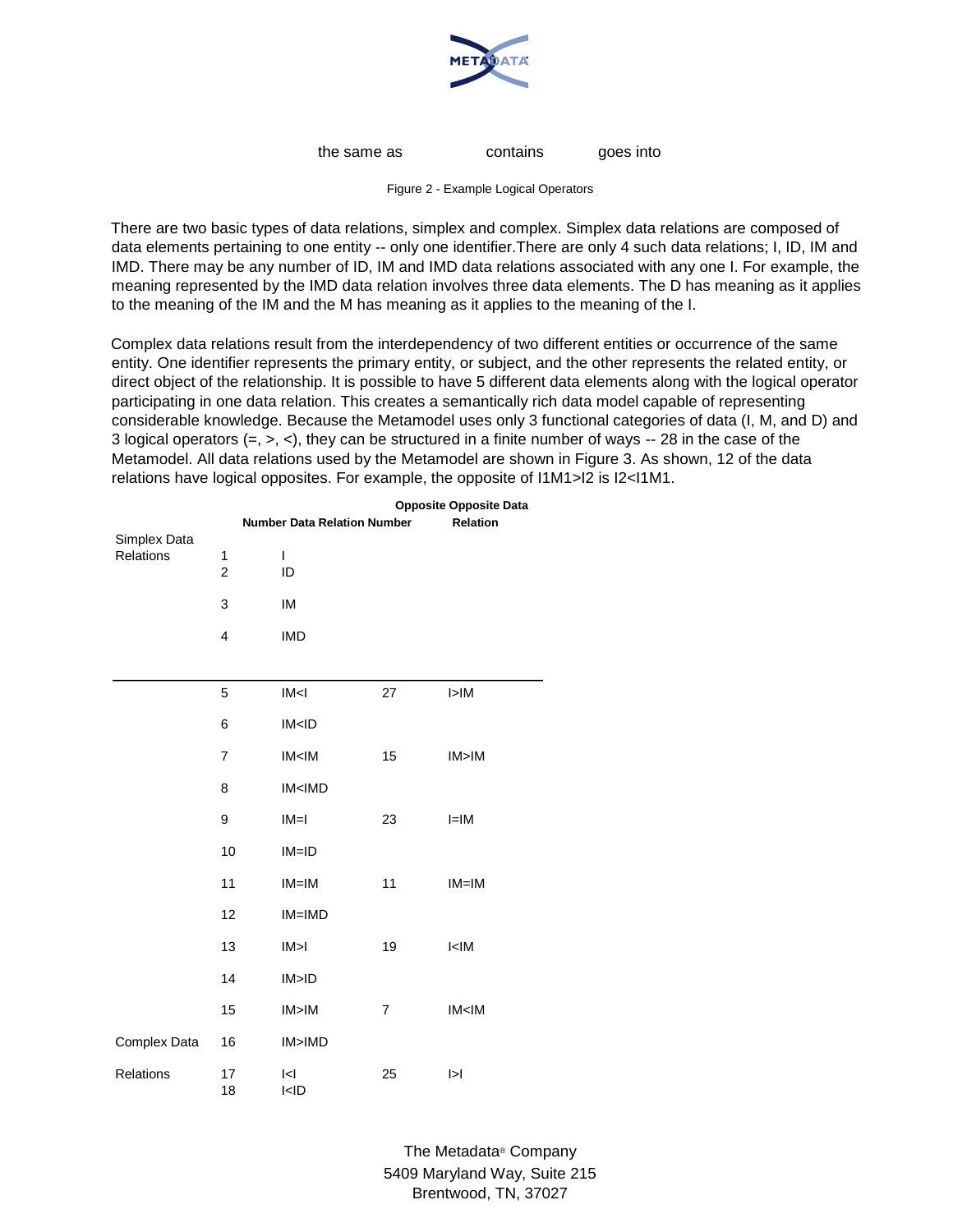the same as contains goes into

Figure 2 - Example Logical Operators

There are two basic types of data relations, simplex and complex. Simplex data relations are composed of data elements pertaining to one entity -- only one identifier.There are only 4 such data relations; I, ID, IM and IMD. There may be any number of ID, IM and IMD data relations associated with any one I. For example, the meaning represented by the IMD data relation involves three data elements. The D has meaning as it applies to the meaning of the IM and the M has meaning as it applies to the meaning of the I.

Complex data relations result from the interdependency of two different entities or occurrence of the same entity. One identifier represents the primary entity, or subject, and the other represents the related entity, or direct object of the relationship. It is possible to have 5 different data elements along with the logical operator participating in one data relation. This creates a semantically rich data model capable of representing considerable knowledge. Because the Metamodel uses only 3 functional categories of data (I, M, and D) and 3 logical operators (=, >, <), they can be structured in a finite number of ways -- 28 in the case of the Metamodel. All data relations used by the Metamodel are shown in Figure 3. As shown, 12 of the data relations have logical opposites. For example, the opposite of I1M1>I2 is I2<I1M1.

| | Number | Data Relation | Opposite Number | Opposite Data Relation |
|---|---|---|---|---|
| Simplex Data Relations | 1 | I | | |
| | 2 | ID | | |
| | 3 | IM | | |
| | 4 | IMD | | |
| Complex Data Relations | 5 | IM<I | 27 | I>IM |
| | 6 | IM<ID | | |
| | 7 | IM<IM | 15 | IM>IM |
| | 8 | IM<IMD | | |
| | 9 | IM=I | 23 | I=IM |
| | 10 | IM=ID | | |
| | 11 | IM=IM | 11 | IM=IM |
| | 12 | IM=IMD | | |
| | 13 | IM>I | 19 | I<IM |
| | 14 | IM>ID | | |
| | 15 | IM>IM | 7 | IM<IM |
| | 16 | IM>IMD | | |
| | 17 | I<I | 25 | I>I |
| | 18 | I<ID | | |

The Metadata® Company
5409 Maryland Way, Suite 215
Brentwood, TN, 37027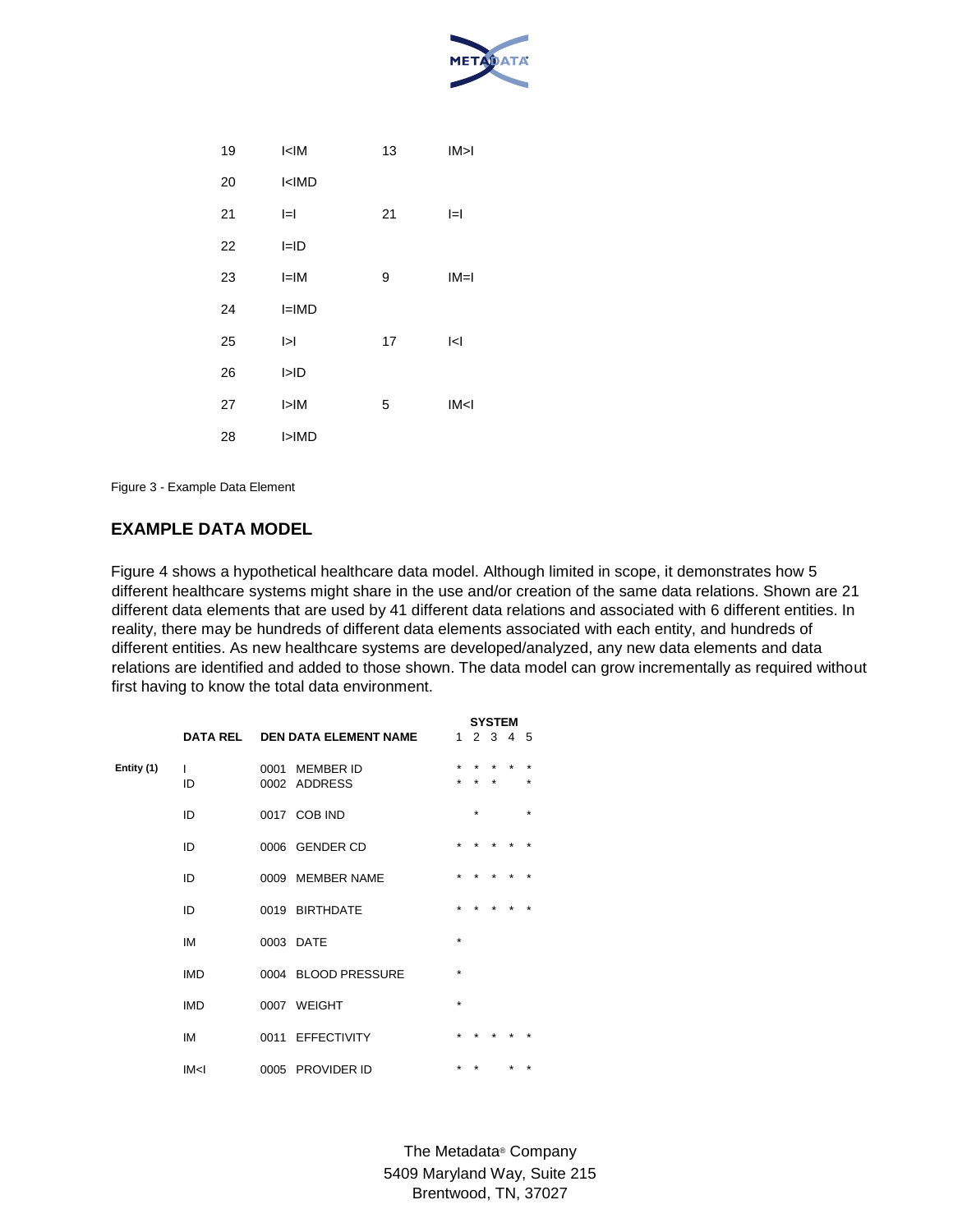| | | | |
|---|---|---|---|
| 19 | I<IM | 13 | IM>I |
| 20 | I<IMD | | |
| 21 | I=I | 21 | I=I |
| 22 | I=ID | | |
| 23 | I=IM | 9 | IM=I |
| 24 | I=IMD | | |
| 25 | I>I | 17 | I<I |
| 26 | I>ID | | |
| 27 | I>IM | 5 | IM<I |
| 28 | I>IMD | | |

Figure 3 - Example Data Element

## EXAMPLE DATA MODEL

Figure 4 shows a hypothetical healthcare data model. Although limited in scope, it demonstrates how 5 different healthcare systems might share in the use and/or creation of the same data relations. Shown are 21 different data elements that are used by 41 different data relations and associated with 6 different entities. In reality, there may be hundreds of different data elements associated with each entity, and hundreds of different entities. As new healthcare systems are developed/analyzed, any new data elements and data relations are identified and added to those shown. The data model can grow incrementally as required without first having to know the total data environment.

| | DATA REL | DEN | DATA ELEMENT NAME | SYSTEM 1 | 2 | 3 | 4 | 5 |
|---|---|---|---|---|---|---|---|---|
| Entity (1) | I | 0001 | MEMBER ID | * | * | * | * | * |
| | ID | 0002 | ADDRESS | * | * | * | | * |
| | ID | 0017 | COB IND | | * | | | * |
| | ID | 0006 | GENDER CD | * | * | * | * | * |
| | ID | 0009 | MEMBER NAME | * | * | * | * | * |
| | ID | 0019 | BIRTHDATE | * | * | * | * | * |
| | IM | 0003 | DATE | * | | | | |
| | IMD | 0004 | BLOOD PRESSURE | * | | | | |
| | IMD | 0007 | WEIGHT | * | | | | |
| | IM | 0011 | EFFECTIVITY | * | * | * | * | * |
| | IM<I | 0005 | PROVIDER ID | * | * | | * | * |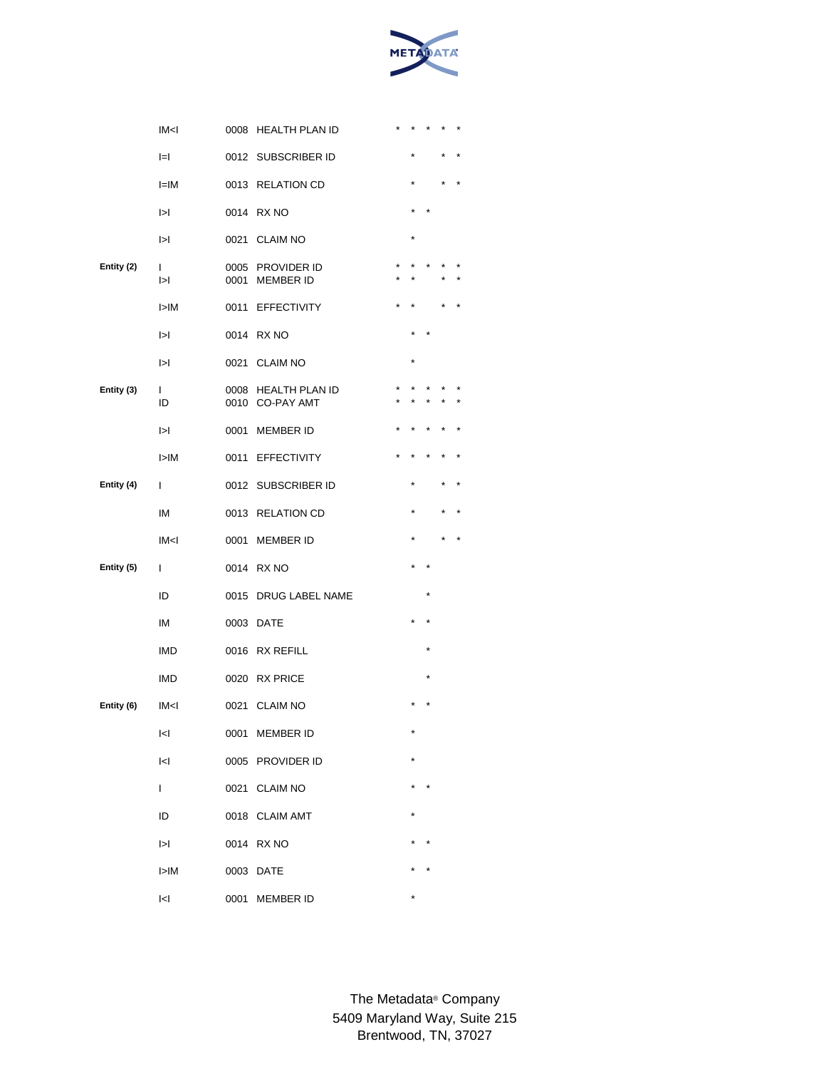| Entity | Key | No. | Name | | | | | |
|---|---|---|---|---|---|---|---|---|
| | IM<I | 0008 | HEALTH PLAN ID | * | * | * | * | * |
| | I=I | 0012 | SUBSCRIBER ID | | * | | * | * |
| | I=IM | 0013 | RELATION CD | | * | | * | * |
| | I>I | 0014 | RX NO | | * | * | | |
| | I>I | 0021 | CLAIM NO | | * | | | |
| **Entity (2)** | I | 0005 | PROVIDER ID | * | * | * | * | * |
| | I>I | 0001 | MEMBER ID | * | * | | * | * |
| | I>IM | 0011 | EFFECTIVITY | * | * | | * | * |
| | I>I | 0014 | RX NO | | * | * | | |
| | I>I | 0021 | CLAIM NO | | * | | | |
| **Entity (3)** | I | 0008 | HEALTH PLAN ID | * | * | * | * | * |
| | ID | 0010 | CO-PAY AMT | * | * | * | * | * |
| | I>I | 0001 | MEMBER ID | * | * | * | * | * |
| | I>IM | 0011 | EFFECTIVITY | * | * | * | * | * |
| **Entity (4)** | I | 0012 | SUBSCRIBER ID | | * | | * | * |
| | IM | 0013 | RELATION CD | | * | | * | * |
| | IM<I | 0001 | MEMBER ID | | * | | * | * |
| **Entity (5)** | I | 0014 | RX NO | | * | * | | |
| | ID | 0015 | DRUG LABEL NAME | | | * | | |
| | IM | 0003 | DATE | | * | * | | |
| | IMD | 0016 | RX REFILL | | | * | | |
| | IMD | 0020 | RX PRICE | | | * | | |
| **Entity (6)** | IM<I | 0021 | CLAIM NO | | * | * | | |
| | I<I | 0001 | MEMBER ID | | * | | | |
| | I<I | 0005 | PROVIDER ID | | * | | | |
| | I | 0021 | CLAIM NO | | * | * | | |
| | ID | 0018 | CLAIM AMT | | * | | | |
| | I>I | 0014 | RX NO | | * | * | | |
| | I>IM | 0003 | DATE | | * | * | | |
| | I<I | 0001 | MEMBER ID | | * | | | |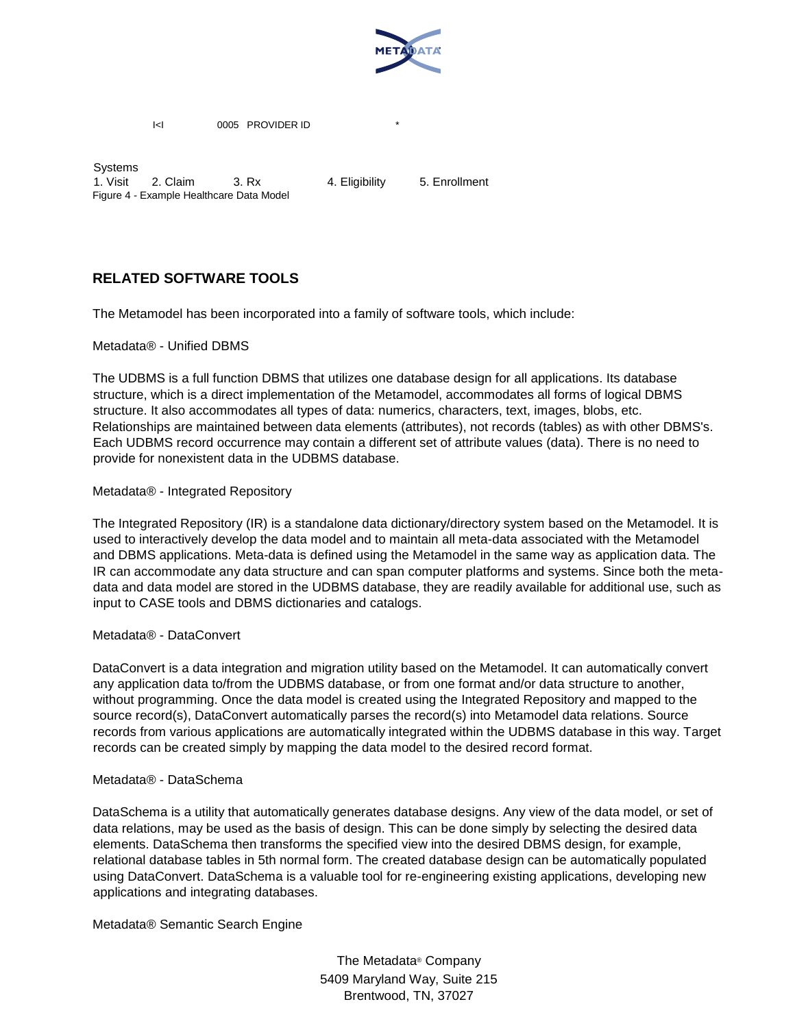I<I 0005 PROVIDER ID *

Systems
1. Visit 2. Claim 3. Rx 4. Eligibility 5. Enrollment

Figure 4 - Example Healthcare Data Model

## RELATED SOFTWARE TOOLS

The Metamodel has been incorporated into a family of software tools, which include:

Metadata® - Unified DBMS

The UDBMS is a full function DBMS that utilizes one database design for all applications. Its database structure, which is a direct implementation of the Metamodel, accommodates all forms of logical DBMS structure. It also accommodates all types of data: numerics, characters, text, images, blobs, etc. Relationships are maintained between data elements (attributes), not records (tables) as with other DBMS's. Each UDBMS record occurrence may contain a different set of attribute values (data). There is no need to provide for nonexistent data in the UDBMS database.

Metadata® - Integrated Repository

The Integrated Repository (IR) is a standalone data dictionary/directory system based on the Metamodel. It is used to interactively develop the data model and to maintain all meta-data associated with the Metamodel and DBMS applications. Meta-data is defined using the Metamodel in the same way as application data. The IR can accommodate any data structure and can span computer platforms and systems. Since both the meta-data and data model are stored in the UDBMS database, they are readily available for additional use, such as input to CASE tools and DBMS dictionaries and catalogs.

Metadata® - DataConvert

DataConvert is a data integration and migration utility based on the Metamodel. It can automatically convert any application data to/from the UDBMS database, or from one format and/or data structure to another, without programming. Once the data model is created using the Integrated Repository and mapped to the source record(s), DataConvert automatically parses the record(s) into Metamodel data relations. Source records from various applications are automatically integrated within the UDBMS database in this way. Target records can be created simply by mapping the data model to the desired record format.

Metadata® - DataSchema

DataSchema is a utility that automatically generates database designs. Any view of the data model, or set of data relations, may be used as the basis of design. This can be done simply by selecting the desired data elements. DataSchema then transforms the specified view into the desired DBMS design, for example, relational database tables in 5th normal form. The created database design can be automatically populated using DataConvert. DataSchema is a valuable tool for re-engineering existing applications, developing new applications and integrating databases.

Metadata® Semantic Search Engine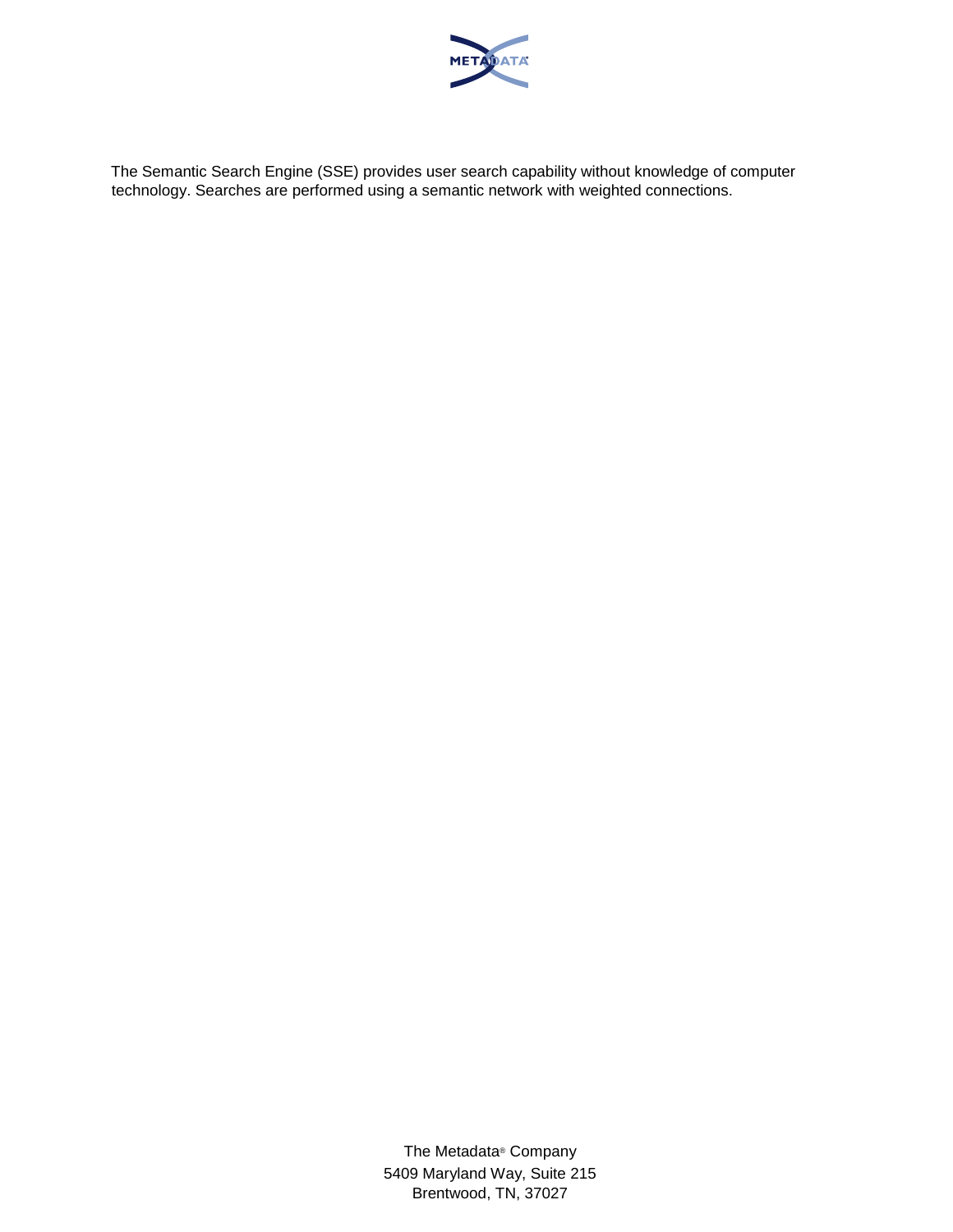The Semantic Search Engine (SSE) provides user search capability without knowledge of computer technology. Searches are performed using a semantic network with weighted connections.

The Metadata® Company
5409 Maryland Way, Suite 215
Brentwood, TN, 37027